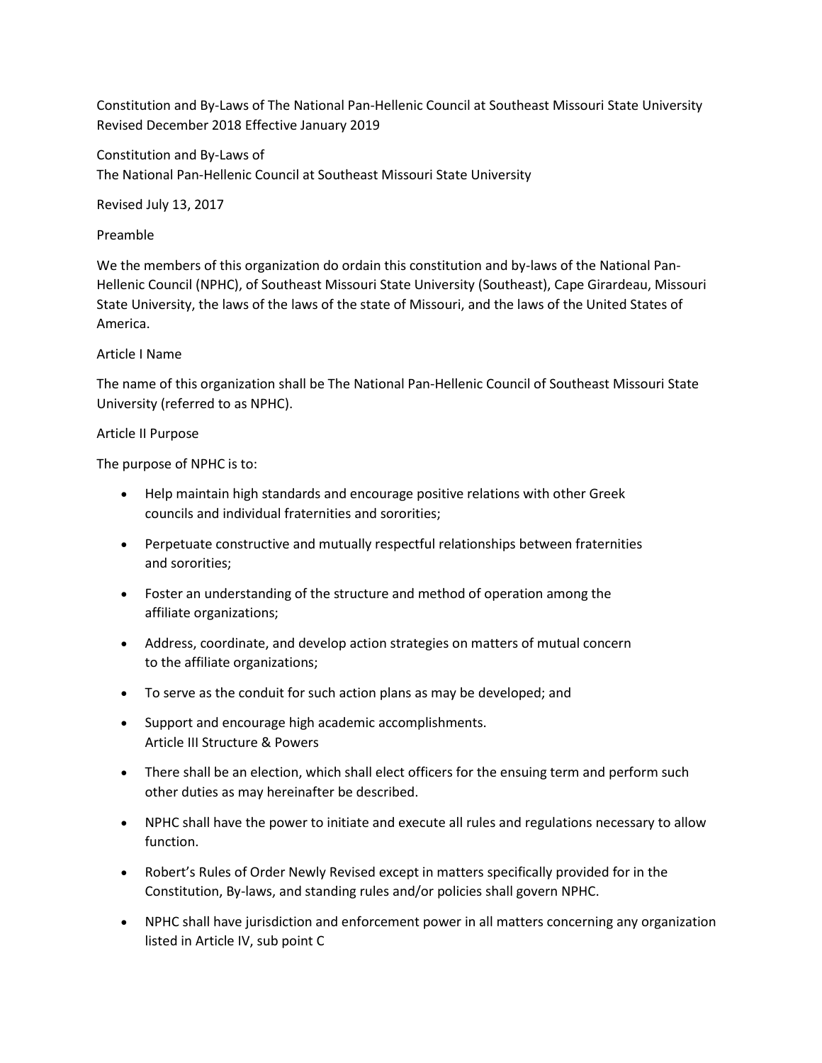Constitution and By-Laws of The National Pan-Hellenic Council at Southeast Missouri State University Revised December 2018 Effective January 2019

Constitution and By-Laws of
The National Pan-Hellenic Council at Southeast Missouri State University

Revised July 13, 2017

## Preamble

We the members of this organization do ordain this constitution and by-laws of the National Pan-Hellenic Council (NPHC), of Southeast Missouri State University (Southeast), Cape Girardeau, Missouri State University, the laws of the laws of the state of Missouri, and the laws of the United States of America.

## Article I Name

The name of this organization shall be The National Pan-Hellenic Council of Southeast Missouri State University (referred to as NPHC).

## Article II Purpose

The purpose of NPHC is to:

- Help maintain high standards and encourage positive relations with other Greek councils and individual fraternities and sororities;
- Perpetuate constructive and mutually respectful relationships between fraternities and sororities;
- Foster an understanding of the structure and method of operation among the affiliate organizations;
- Address, coordinate, and develop action strategies on matters of mutual concern to the affiliate organizations;
- To serve as the conduit for such action plans as may be developed; and
- Support and encourage high academic accomplishments.

## Article III Structure & Powers

- There shall be an election, which shall elect officers for the ensuing term and perform such other duties as may hereinafter be described.
- NPHC shall have the power to initiate and execute all rules and regulations necessary to allow function.
- Robert's Rules of Order Newly Revised except in matters specifically provided for in the Constitution, By-laws, and standing rules and/or policies shall govern NPHC.
- NPHC shall have jurisdiction and enforcement power in all matters concerning any organization listed in Article IV, sub point C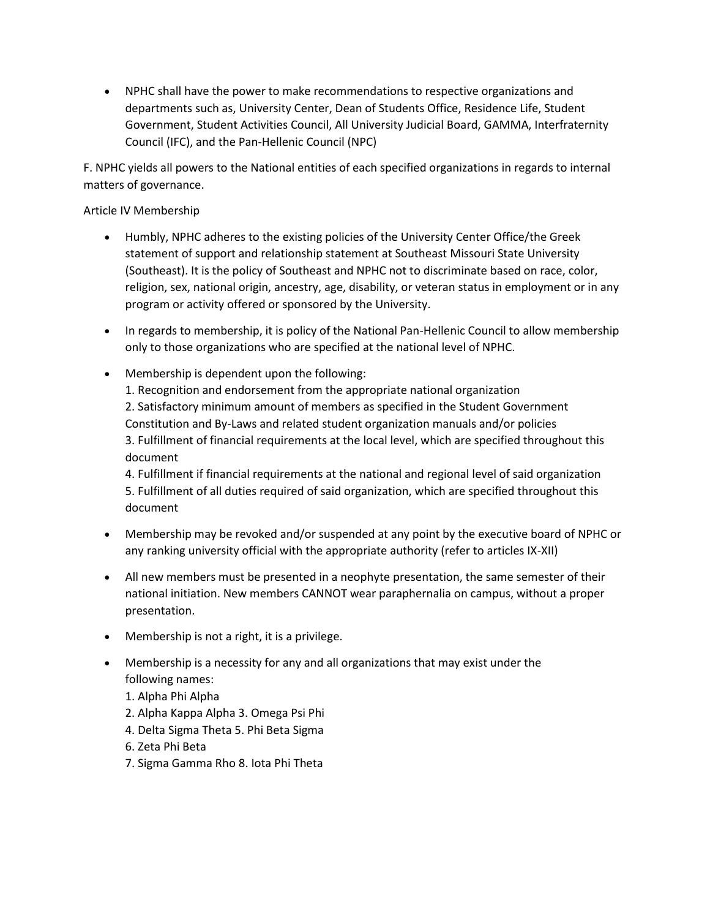- NPHC shall have the power to make recommendations to respective organizations and departments such as, University Center, Dean of Students Office, Residence Life, Student Government, Student Activities Council, All University Judicial Board, GAMMA, Interfraternity Council (IFC), and the Pan-Hellenic Council (NPC)

F. NPHC yields all powers to the National entities of each specified organizations in regards to internal matters of governance.

Article IV Membership

- Humbly, NPHC adheres to the existing policies of the University Center Office/the Greek statement of support and relationship statement at Southeast Missouri State University (Southeast). It is the policy of Southeast and NPHC not to discriminate based on race, color, religion, sex, national origin, ancestry, age, disability, or veteran status in employment or in any program or activity offered or sponsored by the University.

- In regards to membership, it is policy of the National Pan-Hellenic Council to allow membership only to those organizations who are specified at the national level of NPHC.

- Membership is dependent upon the following:
  1. Recognition and endorsement from the appropriate national organization
  2. Satisfactory minimum amount of members as specified in the Student Government Constitution and By-Laws and related student organization manuals and/or policies
  3. Fulfillment of financial requirements at the local level, which are specified throughout this document
  4. Fulfillment if financial requirements at the national and regional level of said organization
  5. Fulfillment of all duties required of said organization, which are specified throughout this document

- Membership may be revoked and/or suspended at any point by the executive board of NPHC or any ranking university official with the appropriate authority (refer to articles IX-XII)

- All new members must be presented in a neophyte presentation, the same semester of their national initiation. New members CANNOT wear paraphernalia on campus, without a proper presentation.

- Membership is not a right, it is a privilege.

- Membership is a necessity for any and all organizations that may exist under the following names:
  1. Alpha Phi Alpha
  2. Alpha Kappa Alpha 3. Omega Psi Phi
  4. Delta Sigma Theta 5. Phi Beta Sigma
  6. Zeta Phi Beta
  7. Sigma Gamma Rho 8. Iota Phi Theta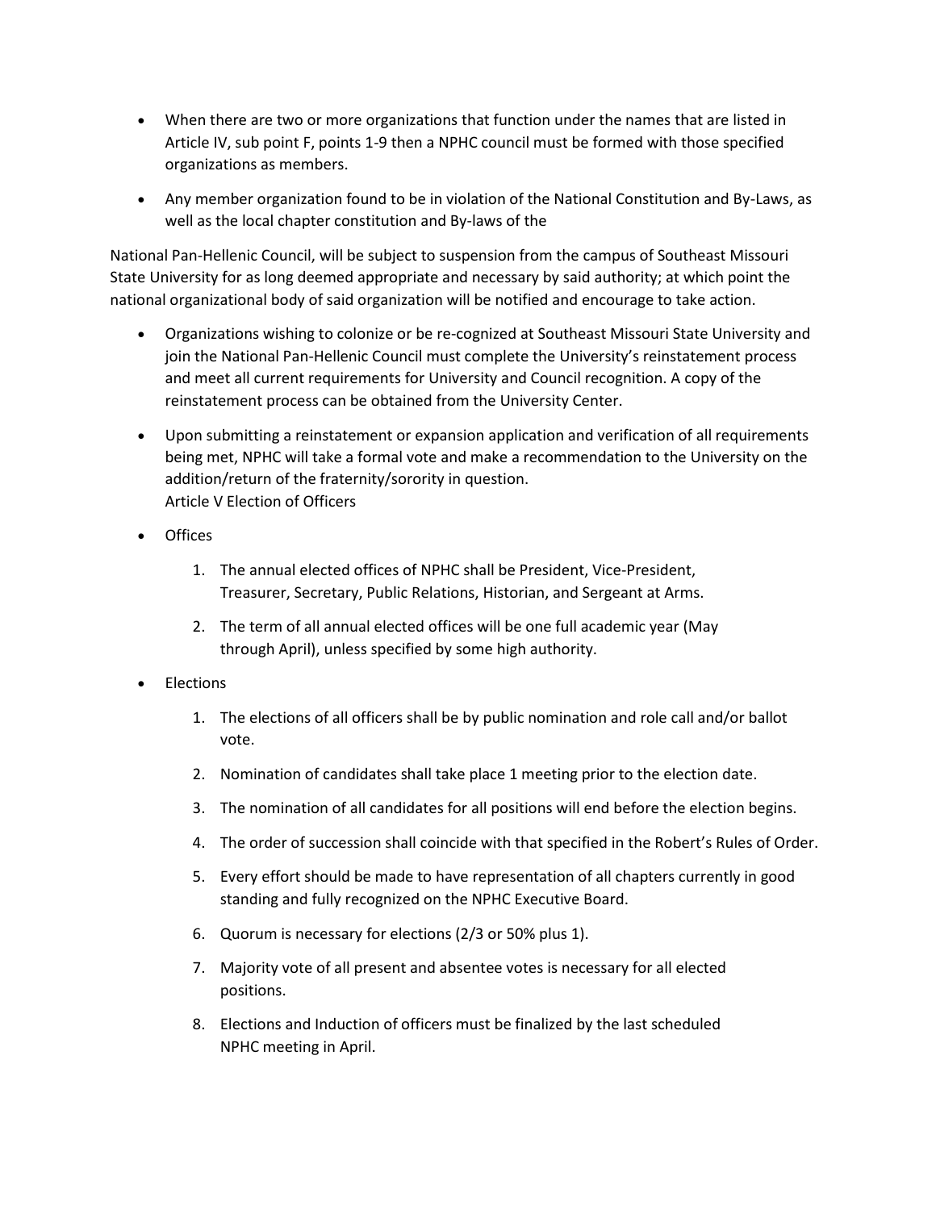- When there are two or more organizations that function under the names that are listed in Article IV, sub point F, points 1-9 then a NPHC council must be formed with those specified organizations as members.

- Any member organization found to be in violation of the National Constitution and By-Laws, as well as the local chapter constitution and By-laws of the

National Pan-Hellenic Council, will be subject to suspension from the campus of Southeast Missouri State University for as long deemed appropriate and necessary by said authority; at which point the national organizational body of said organization will be notified and encourage to take action.

- Organizations wishing to colonize or be re-cognized at Southeast Missouri State University and join the National Pan-Hellenic Council must complete the University's reinstatement process and meet all current requirements for University and Council recognition. A copy of the reinstatement process can be obtained from the University Center.

- Upon submitting a reinstatement or expansion application and verification of all requirements being met, NPHC will take a formal vote and make a recommendation to the University on the addition/return of the fraternity/sorority in question.
  Article V Election of Officers

- Offices

  1. The annual elected offices of NPHC shall be President, Vice-President, Treasurer, Secretary, Public Relations, Historian, and Sergeant at Arms.
  2. The term of all annual elected offices will be one full academic year (May through April), unless specified by some high authority.

- Elections

  1. The elections of all officers shall be by public nomination and role call and/or ballot vote.
  2. Nomination of candidates shall take place 1 meeting prior to the election date.
  3. The nomination of all candidates for all positions will end before the election begins.
  4. The order of succession shall coincide with that specified in the Robert's Rules of Order.
  5. Every effort should be made to have representation of all chapters currently in good standing and fully recognized on the NPHC Executive Board.
  6. Quorum is necessary for elections (2/3 or 50% plus 1).
  7. Majority vote of all present and absentee votes is necessary for all elected positions.
  8. Elections and Induction of officers must be finalized by the last scheduled NPHC meeting in April.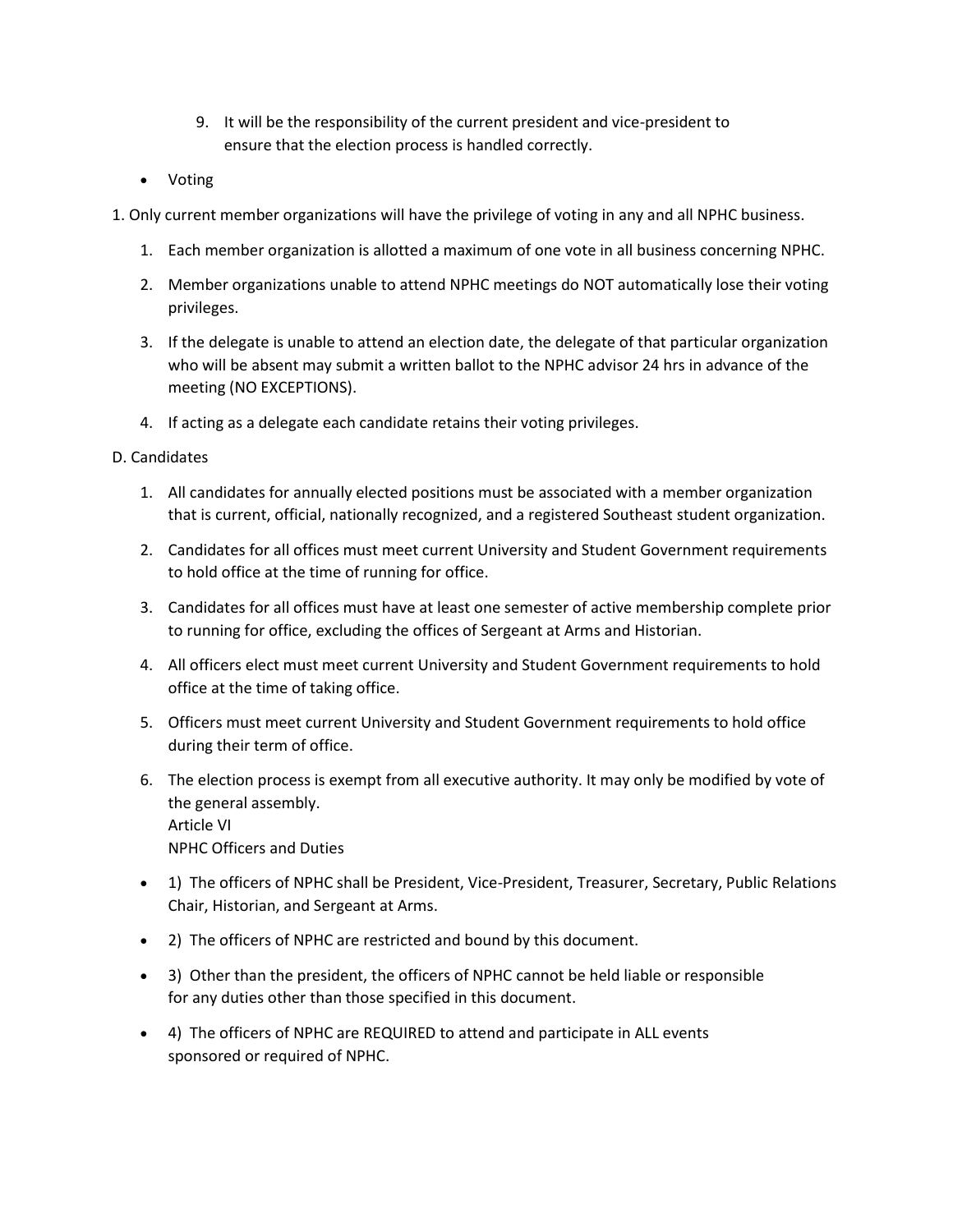9. It will be the responsibility of the current president and vice-president to ensure that the election process is handled correctly.

- Voting

1. Only current member organizations will have the privilege of voting in any and all NPHC business.

   1. Each member organization is allotted a maximum of one vote in all business concerning NPHC.
   2. Member organizations unable to attend NPHC meetings do NOT automatically lose their voting privileges.
   3. If the delegate is unable to attend an election date, the delegate of that particular organization who will be absent may submit a written ballot to the NPHC advisor 24 hrs in advance of the meeting (NO EXCEPTIONS).
   4. If acting as a delegate each candidate retains their voting privileges.

D. Candidates

1. All candidates for annually elected positions must be associated with a member organization that is current, official, nationally recognized, and a registered Southeast student organization.
2. Candidates for all offices must meet current University and Student Government requirements to hold office at the time of running for office.
3. Candidates for all offices must have at least one semester of active membership complete prior to running for office, excluding the offices of Sergeant at Arms and Historian.
4. All officers elect must meet current University and Student Government requirements to hold office at the time of taking office.
5. Officers must meet current University and Student Government requirements to hold office during their term of office.
6. The election process is exempt from all executive authority. It may only be modified by vote of the general assembly.

## Article VI
## NPHC Officers and Duties

- 1) The officers of NPHC shall be President, Vice-President, Treasurer, Secretary, Public Relations Chair, Historian, and Sergeant at Arms.
- 2) The officers of NPHC are restricted and bound by this document.
- 3) Other than the president, the officers of NPHC cannot be held liable or responsible for any duties other than those specified in this document.
- 4) The officers of NPHC are REQUIRED to attend and participate in ALL events sponsored or required of NPHC.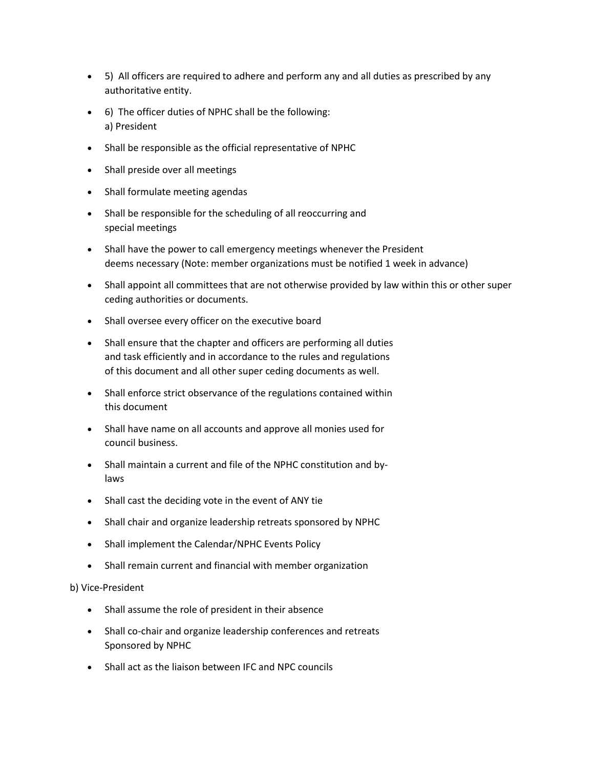- 5) All officers are required to adhere and perform any and all duties as prescribed by any authoritative entity.
- 6) The officer duties of NPHC shall be the following:
  a) President
- Shall be responsible as the official representative of NPHC
- Shall preside over all meetings
- Shall formulate meeting agendas
- Shall be responsible for the scheduling of all reoccurring and special meetings
- Shall have the power to call emergency meetings whenever the President deems necessary (Note: member organizations must be notified 1 week in advance)
- Shall appoint all committees that are not otherwise provided by law within this or other super ceding authorities or documents.
- Shall oversee every officer on the executive board
- Shall ensure that the chapter and officers are performing all duties and task efficiently and in accordance to the rules and regulations of this document and all other super ceding documents as well.
- Shall enforce strict observance of the regulations contained within this document
- Shall have name on all accounts and approve all monies used for council business.
- Shall maintain a current and file of the NPHC constitution and by-laws
- Shall cast the deciding vote in the event of ANY tie
- Shall chair and organize leadership retreats sponsored by NPHC
- Shall implement the Calendar/NPHC Events Policy
- Shall remain current and financial with member organization

b) Vice-President

- Shall assume the role of president in their absence
- Shall co-chair and organize leadership conferences and retreats Sponsored by NPHC
- Shall act as the liaison between IFC and NPC councils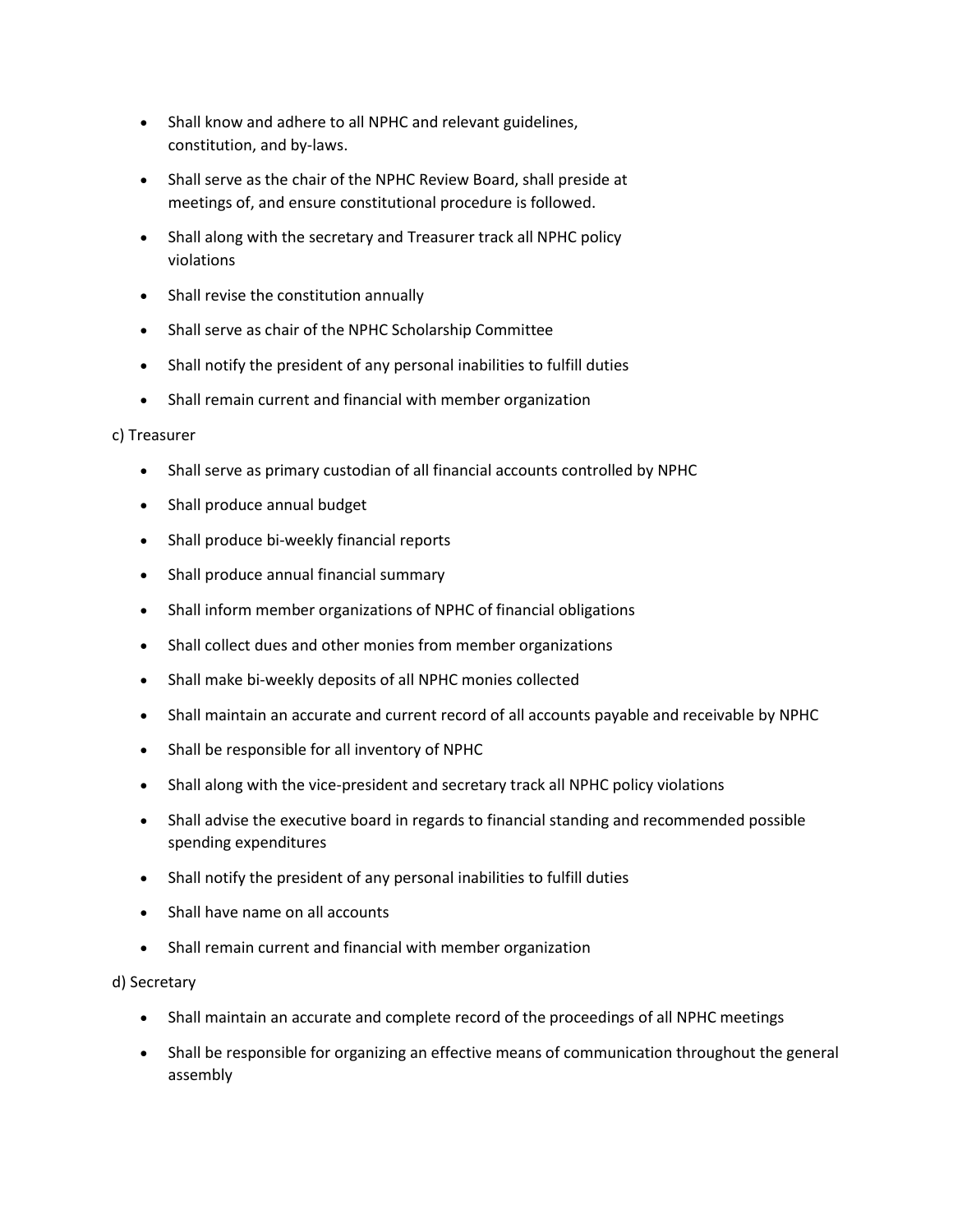- Shall know and adhere to all NPHC and relevant guidelines, constitution, and by-laws.
- Shall serve as the chair of the NPHC Review Board, shall preside at meetings of, and ensure constitutional procedure is followed.
- Shall along with the secretary and Treasurer track all NPHC policy violations
- Shall revise the constitution annually
- Shall serve as chair of the NPHC Scholarship Committee
- Shall notify the president of any personal inabilities to fulfill duties
- Shall remain current and financial with member organization

c) Treasurer

- Shall serve as primary custodian of all financial accounts controlled by NPHC
- Shall produce annual budget
- Shall produce bi-weekly financial reports
- Shall produce annual financial summary
- Shall inform member organizations of NPHC of financial obligations
- Shall collect dues and other monies from member organizations
- Shall make bi-weekly deposits of all NPHC monies collected
- Shall maintain an accurate and current record of all accounts payable and receivable by NPHC
- Shall be responsible for all inventory of NPHC
- Shall along with the vice-president and secretary track all NPHC policy violations
- Shall advise the executive board in regards to financial standing and recommended possible spending expenditures
- Shall notify the president of any personal inabilities to fulfill duties
- Shall have name on all accounts
- Shall remain current and financial with member organization

d) Secretary

- Shall maintain an accurate and complete record of the proceedings of all NPHC meetings
- Shall be responsible for organizing an effective means of communication throughout the general assembly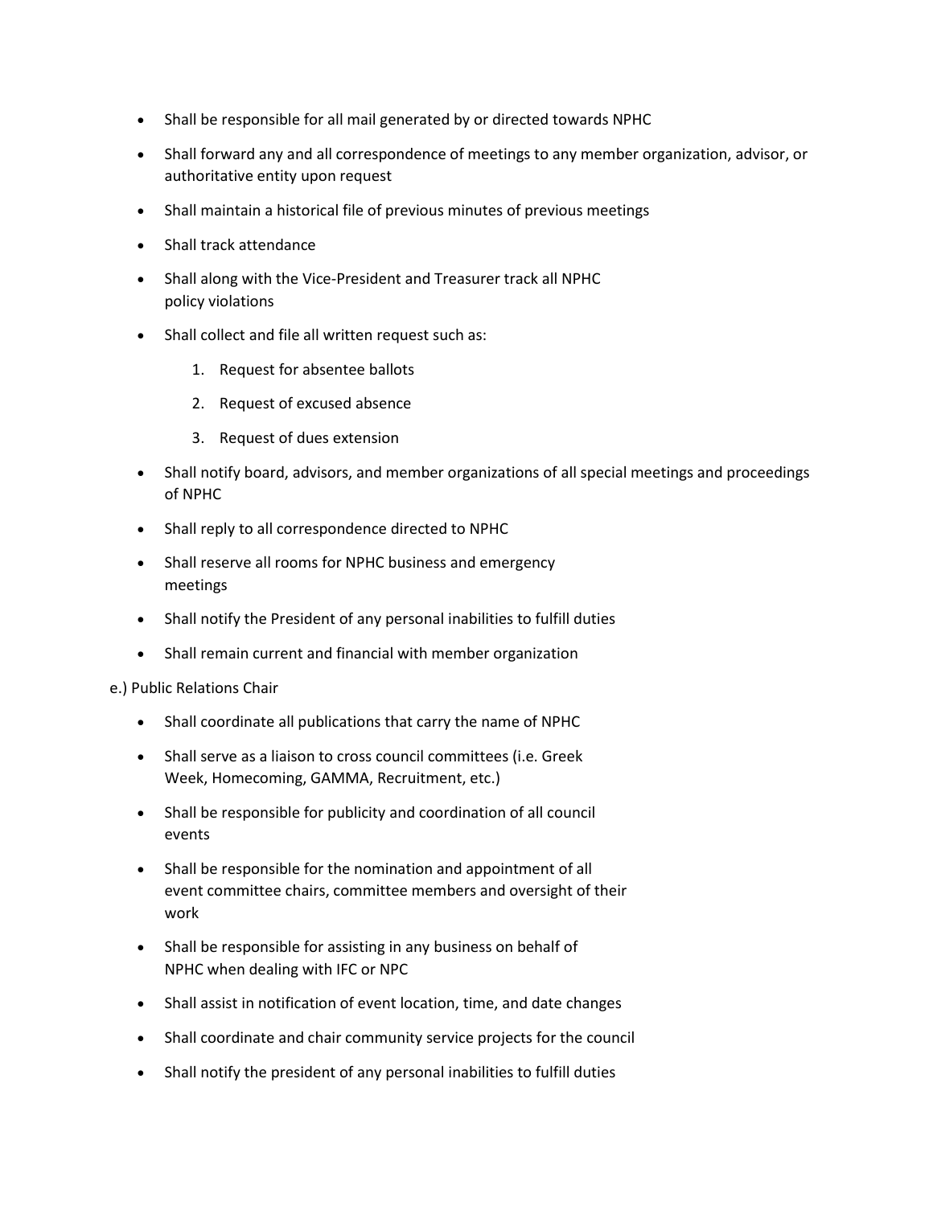- Shall be responsible for all mail generated by or directed towards NPHC
- Shall forward any and all correspondence of meetings to any member organization, advisor, or authoritative entity upon request
- Shall maintain a historical file of previous minutes of previous meetings
- Shall track attendance
- Shall along with the Vice-President and Treasurer track all NPHC policy violations
- Shall collect and file all written request such as:
    1. Request for absentee ballots
    2. Request of excused absence
    3. Request of dues extension
- Shall notify board, advisors, and member organizations of all special meetings and proceedings of NPHC
- Shall reply to all correspondence directed to NPHC
- Shall reserve all rooms for NPHC business and emergency meetings
- Shall notify the President of any personal inabilities to fulfill duties
- Shall remain current and financial with member organization

e.) Public Relations Chair

- Shall coordinate all publications that carry the name of NPHC
- Shall serve as a liaison to cross council committees (i.e. Greek Week, Homecoming, GAMMA, Recruitment, etc.)
- Shall be responsible for publicity and coordination of all council events
- Shall be responsible for the nomination and appointment of all event committee chairs, committee members and oversight of their work
- Shall be responsible for assisting in any business on behalf of NPHC when dealing with IFC or NPC
- Shall assist in notification of event location, time, and date changes
- Shall coordinate and chair community service projects for the council
- Shall notify the president of any personal inabilities to fulfill duties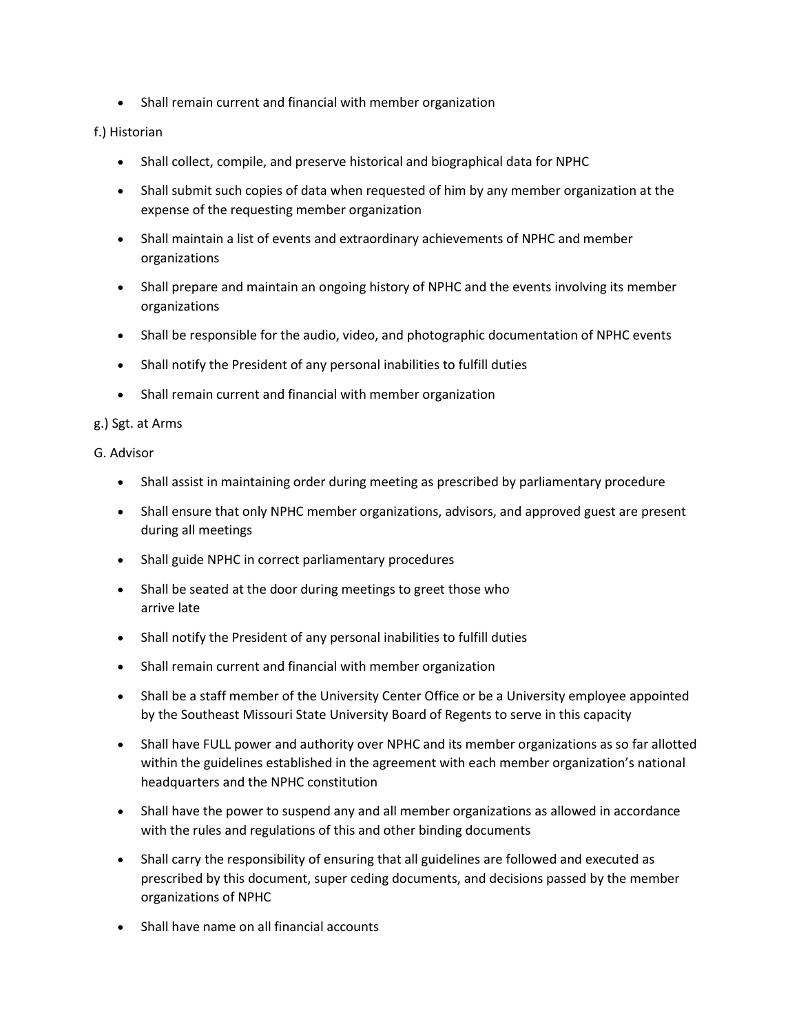- Shall remain current and financial with member organization

f.) Historian

- Shall collect, compile, and preserve historical and biographical data for NPHC
- Shall submit such copies of data when requested of him by any member organization at the expense of the requesting member organization
- Shall maintain a list of events and extraordinary achievements of NPHC and member organizations
- Shall prepare and maintain an ongoing history of NPHC and the events involving its member organizations
- Shall be responsible for the audio, video, and photographic documentation of NPHC events
- Shall notify the President of any personal inabilities to fulfill duties
- Shall remain current and financial with member organization

g.) Sgt. at Arms

G. Advisor

- Shall assist in maintaining order during meeting as prescribed by parliamentary procedure
- Shall ensure that only NPHC member organizations, advisors, and approved guest are present during all meetings
- Shall guide NPHC in correct parliamentary procedures
- Shall be seated at the door during meetings to greet those who arrive late
- Shall notify the President of any personal inabilities to fulfill duties
- Shall remain current and financial with member organization
- Shall be a staff member of the University Center Office or be a University employee appointed by the Southeast Missouri State University Board of Regents to serve in this capacity
- Shall have FULL power and authority over NPHC and its member organizations as so far allotted within the guidelines established in the agreement with each member organization's national headquarters and the NPHC constitution
- Shall have the power to suspend any and all member organizations as allowed in accordance with the rules and regulations of this and other binding documents
- Shall carry the responsibility of ensuring that all guidelines are followed and executed as prescribed by this document, super ceding documents, and decisions passed by the member organizations of NPHC
- Shall have name on all financial accounts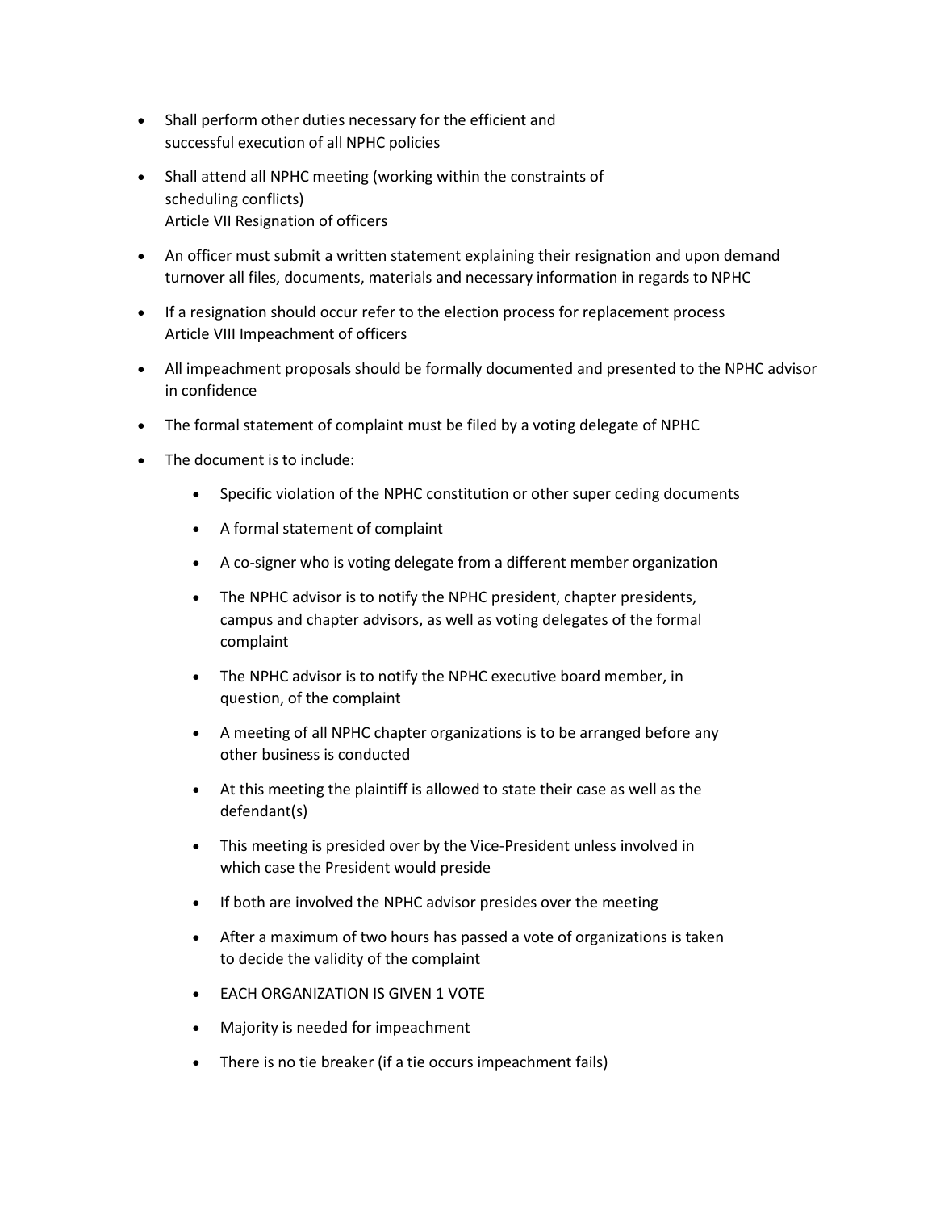- Shall perform other duties necessary for the efficient and successful execution of all NPHC policies
- Shall attend all NPHC meeting (working within the constraints of scheduling conflicts)

Article VII Resignation of officers

- An officer must submit a written statement explaining their resignation and upon demand turnover all files, documents, materials and necessary information in regards to NPHC
- If a resignation should occur refer to the election process for replacement process

Article VIII Impeachment of officers

- All impeachment proposals should be formally documented and presented to the NPHC advisor in confidence
- The formal statement of complaint must be filed by a voting delegate of NPHC
- The document is to include:
    - Specific violation of the NPHC constitution or other super ceding documents
    - A formal statement of complaint
    - A co-signer who is voting delegate from a different member organization
    - The NPHC advisor is to notify the NPHC president, chapter presidents, campus and chapter advisors, as well as voting delegates of the formal complaint
    - The NPHC advisor is to notify the NPHC executive board member, in question, of the complaint
    - A meeting of all NPHC chapter organizations is to be arranged before any other business is conducted
    - At this meeting the plaintiff is allowed to state their case as well as the defendant(s)
    - This meeting is presided over by the Vice-President unless involved in which case the President would preside
    - If both are involved the NPHC advisor presides over the meeting
    - After a maximum of two hours has passed a vote of organizations is taken to decide the validity of the complaint
    - EACH ORGANIZATION IS GIVEN 1 VOTE
    - Majority is needed for impeachment
    - There is no tie breaker (if a tie occurs impeachment fails)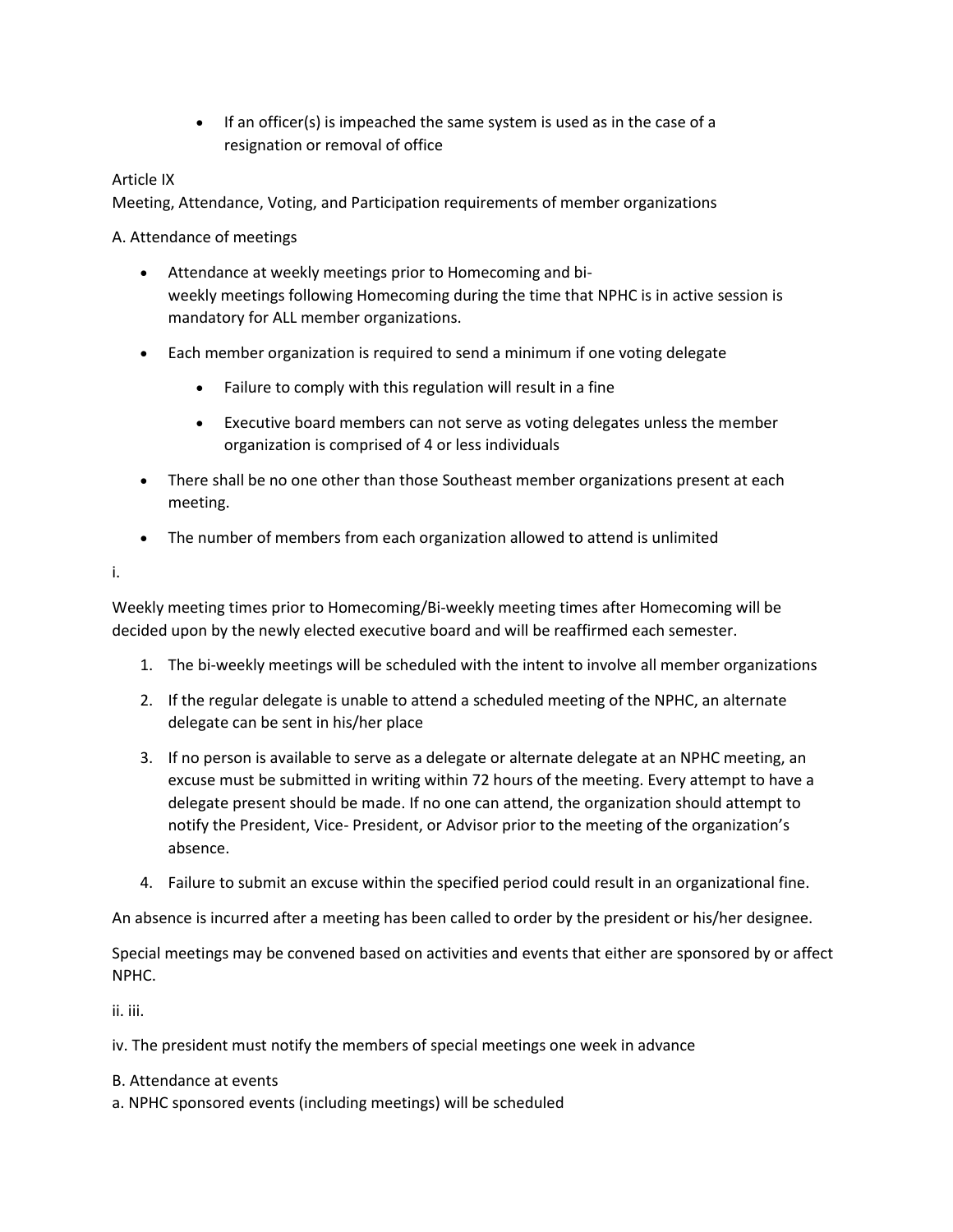- If an officer(s) is impeached the same system is used as in the case of a resignation or removal of office

Article IX
Meeting, Attendance, Voting, and Participation requirements of member organizations

A. Attendance of meetings

- Attendance at weekly meetings prior to Homecoming and bi-weekly meetings following Homecoming during the time that NPHC is in active session is mandatory for ALL member organizations.
- Each member organization is required to send a minimum if one voting delegate
  - Failure to comply with this regulation will result in a fine
  - Executive board members can not serve as voting delegates unless the member organization is comprised of 4 or less individuals
- There shall be no one other than those Southeast member organizations present at each meeting.
- The number of members from each organization allowed to attend is unlimited

i.

Weekly meeting times prior to Homecoming/Bi-weekly meeting times after Homecoming will be decided upon by the newly elected executive board and will be reaffirmed each semester.

1. The bi-weekly meetings will be scheduled with the intent to involve all member organizations
2. If the regular delegate is unable to attend a scheduled meeting of the NPHC, an alternate delegate can be sent in his/her place
3. If no person is available to serve as a delegate or alternate delegate at an NPHC meeting, an excuse must be submitted in writing within 72 hours of the meeting. Every attempt to have a delegate present should be made. If no one can attend, the organization should attempt to notify the President, Vice- President, or Advisor prior to the meeting of the organization's absence.
4. Failure to submit an excuse within the specified period could result in an organizational fine.

An absence is incurred after a meeting has been called to order by the president or his/her designee.

Special meetings may be convened based on activities and events that either are sponsored by or affect NPHC.

ii. iii.

iv. The president must notify the members of special meetings one week in advance

B. Attendance at events
a. NPHC sponsored events (including meetings) will be scheduled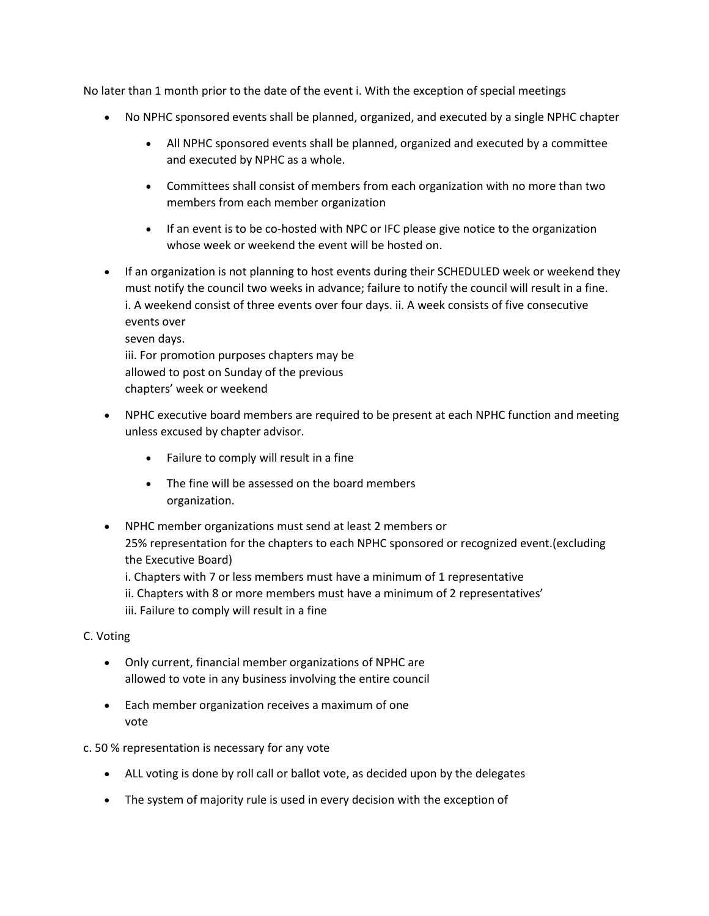No later than 1 month prior to the date of the event i. With the exception of special meetings

- No NPHC sponsored events shall be planned, organized, and executed by a single NPHC chapter
    - All NPHC sponsored events shall be planned, organized and executed by a committee and executed by NPHC as a whole.
    - Committees shall consist of members from each organization with no more than two members from each member organization
    - If an event is to be co-hosted with NPC or IFC please give notice to the organization whose week or weekend the event will be hosted on.
- If an organization is not planning to host events during their SCHEDULED week or weekend they must notify the council two weeks in advance; failure to notify the council will result in a fine.
  i. A weekend consist of three events over four days. ii. A week consists of five consecutive events over
  seven days.
  iii. For promotion purposes chapters may be
  allowed to post on Sunday of the previous
  chapters' week or weekend
- NPHC executive board members are required to be present at each NPHC function and meeting unless excused by chapter advisor.
    - Failure to comply will result in a fine
    - The fine will be assessed on the board members
      organization.
- NPHC member organizations must send at least 2 members or
  25% representation for the chapters to each NPHC sponsored or recognized event.(excluding the Executive Board)
  i. Chapters with 7 or less members must have a minimum of 1 representative
  ii. Chapters with 8 or more members must have a minimum of 2 representatives'
  iii. Failure to comply will result in a fine

C. Voting

- Only current, financial member organizations of NPHC are
  allowed to vote in any business involving the entire council
- Each member organization receives a maximum of one
  vote

c. 50 % representation is necessary for any vote

- ALL voting is done by roll call or ballot vote, as decided upon by the delegates
- The system of majority rule is used in every decision with the exception of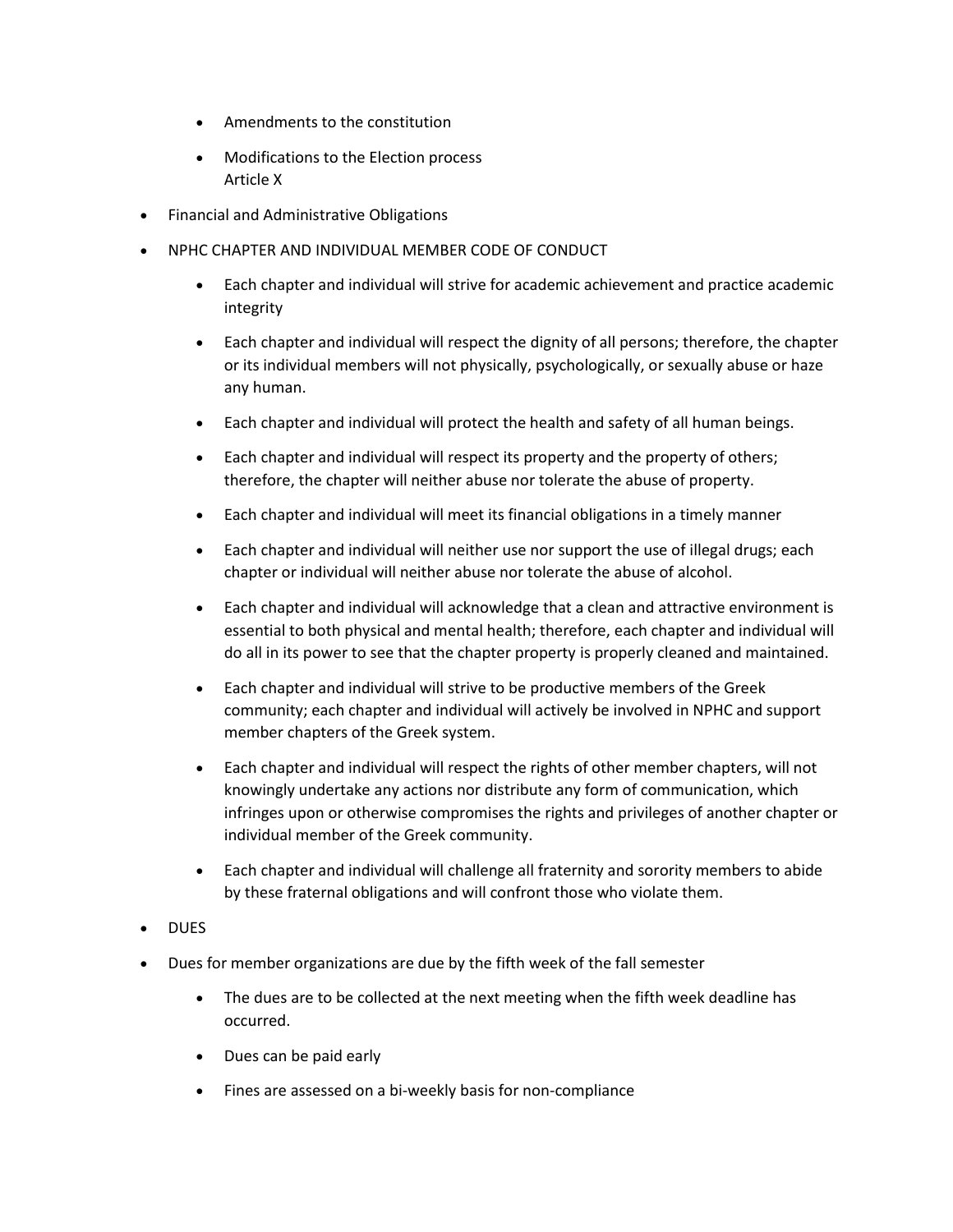- Amendments to the constitution
- Modifications to the Election process
  Article X
- Financial and Administrative Obligations
- NPHC CHAPTER AND INDIVIDUAL MEMBER CODE OF CONDUCT
  - Each chapter and individual will strive for academic achievement and practice academic integrity
  - Each chapter and individual will respect the dignity of all persons; therefore, the chapter or its individual members will not physically, psychologically, or sexually abuse or haze any human.
  - Each chapter and individual will protect the health and safety of all human beings.
  - Each chapter and individual will respect its property and the property of others; therefore, the chapter will neither abuse nor tolerate the abuse of property.
  - Each chapter and individual will meet its financial obligations in a timely manner
  - Each chapter and individual will neither use nor support the use of illegal drugs; each chapter or individual will neither abuse nor tolerate the abuse of alcohol.
  - Each chapter and individual will acknowledge that a clean and attractive environment is essential to both physical and mental health; therefore, each chapter and individual will do all in its power to see that the chapter property is properly cleaned and maintained.
  - Each chapter and individual will strive to be productive members of the Greek community; each chapter and individual will actively be involved in NPHC and support member chapters of the Greek system.
  - Each chapter and individual will respect the rights of other member chapters, will not knowingly undertake any actions nor distribute any form of communication, which infringes upon or otherwise compromises the rights and privileges of another chapter or individual member of the Greek community.
  - Each chapter and individual will challenge all fraternity and sorority members to abide by these fraternal obligations and will confront those who violate them.
- DUES
- Dues for member organizations are due by the fifth week of the fall semester
  - The dues are to be collected at the next meeting when the fifth week deadline has occurred.
  - Dues can be paid early
  - Fines are assessed on a bi-weekly basis for non-compliance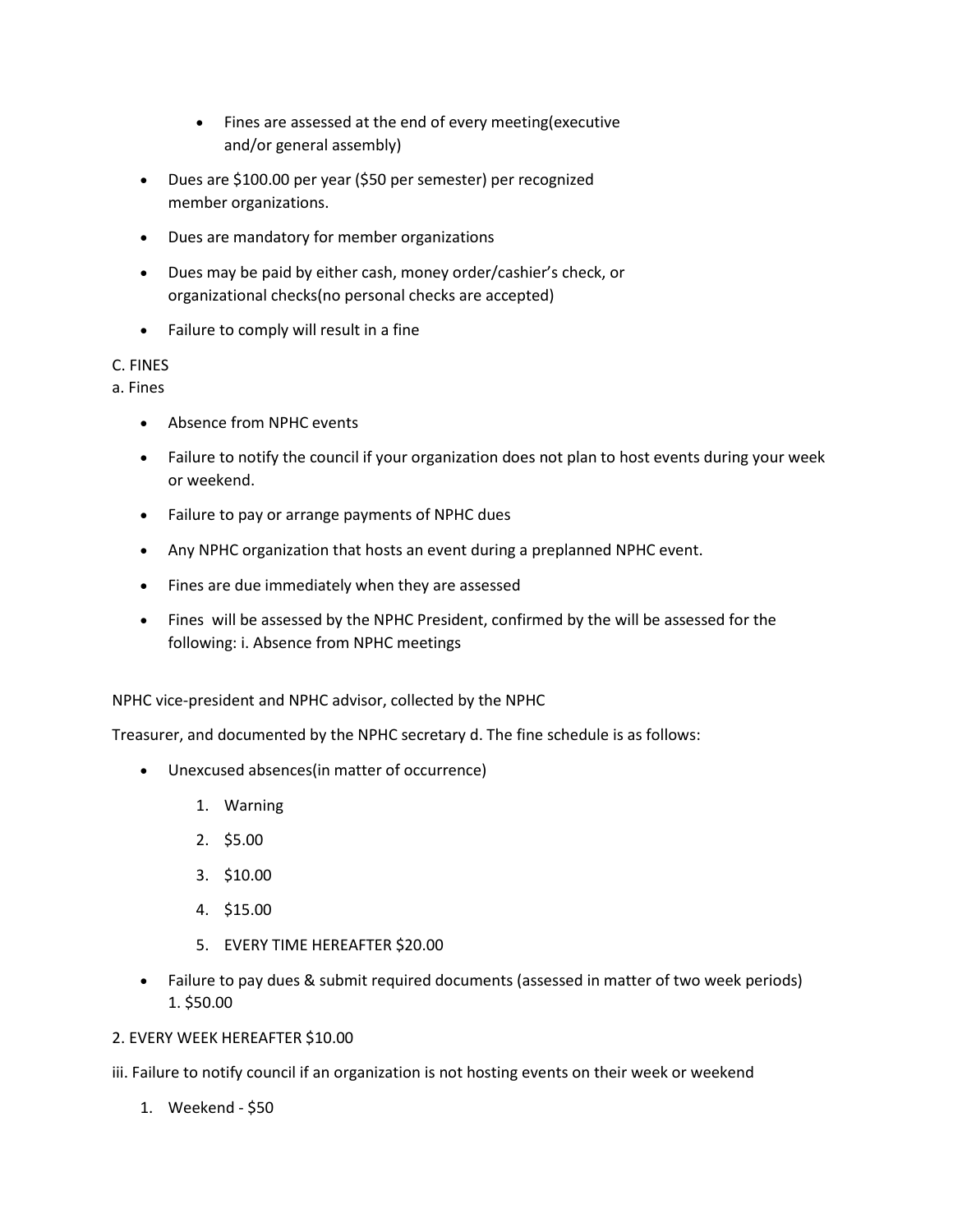- Fines are assessed at the end of every meeting(executive and/or general assembly)

- Dues are $100.00 per year ($50 per semester) per recognized member organizations.
- Dues are mandatory for member organizations
- Dues may be paid by either cash, money order/cashier's check, or organizational checks(no personal checks are accepted)
- Failure to comply will result in a fine

C. FINES

a. Fines

- Absence from NPHC events
- Failure to notify the council if your organization does not plan to host events during your week or weekend.
- Failure to pay or arrange payments of NPHC dues
- Any NPHC organization that hosts an event during a preplanned NPHC event.
- Fines are due immediately when they are assessed
- Fines will be assessed by the NPHC President, confirmed by the will be assessed for the following: i. Absence from NPHC meetings

NPHC vice-president and NPHC advisor, collected by the NPHC

Treasurer, and documented by the NPHC secretary d. The fine schedule is as follows:

- Unexcused absences(in matter of occurrence)
    1. Warning
    2. $5.00
    3. $10.00
    4. $15.00
    5. EVERY TIME HEREAFTER $20.00
- Failure to pay dues & submit required documents (assessed in matter of two week periods) 1. $50.00

2. EVERY WEEK HEREAFTER $10.00

iii. Failure to notify council if an organization is not hosting events on their week or weekend

1. Weekend - $50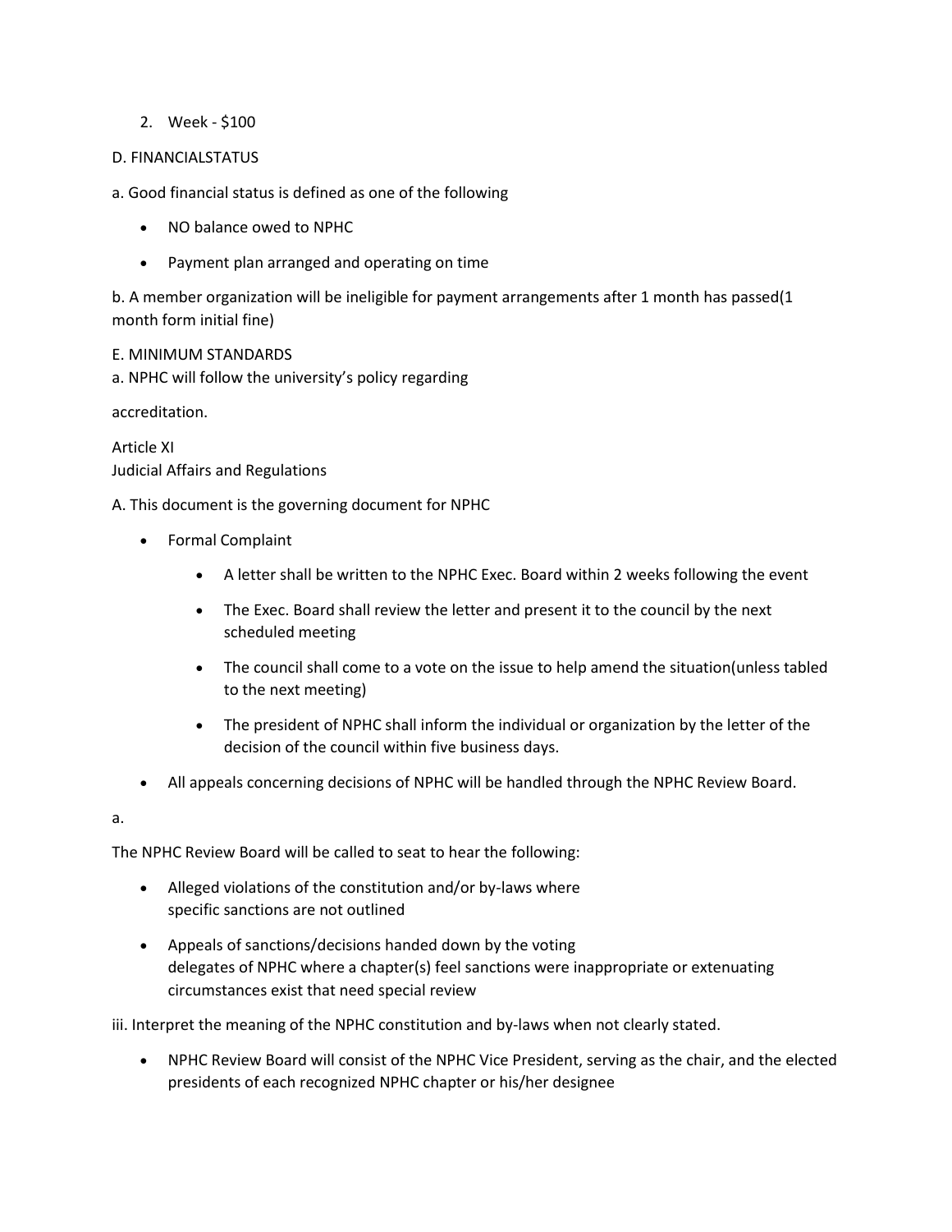2. Week - $100

D. FINANCIALSTATUS

a. Good financial status is defined as one of the following

- NO balance owed to NPHC
- Payment plan arranged and operating on time

b. A member organization will be ineligible for payment arrangements after 1 month has passed(1 month form initial fine)

E. MINIMUM STANDARDS
a. NPHC will follow the university's policy regarding

accreditation.

Article XI
Judicial Affairs and Regulations

A. This document is the governing document for NPHC

- Formal Complaint
    - A letter shall be written to the NPHC Exec. Board within 2 weeks following the event
    - The Exec. Board shall review the letter and present it to the council by the next scheduled meeting
    - The council shall come to a vote on the issue to help amend the situation(unless tabled to the next meeting)
    - The president of NPHC shall inform the individual or organization by the letter of the decision of the council within five business days.
- All appeals concerning decisions of NPHC will be handled through the NPHC Review Board.

a.

The NPHC Review Board will be called to seat to hear the following:

- Alleged violations of the constitution and/or by-laws where specific sanctions are not outlined
- Appeals of sanctions/decisions handed down by the voting delegates of NPHC where a chapter(s) feel sanctions were inappropriate or extenuating circumstances exist that need special review

iii. Interpret the meaning of the NPHC constitution and by-laws when not clearly stated.

- NPHC Review Board will consist of the NPHC Vice President, serving as the chair, and the elected presidents of each recognized NPHC chapter or his/her designee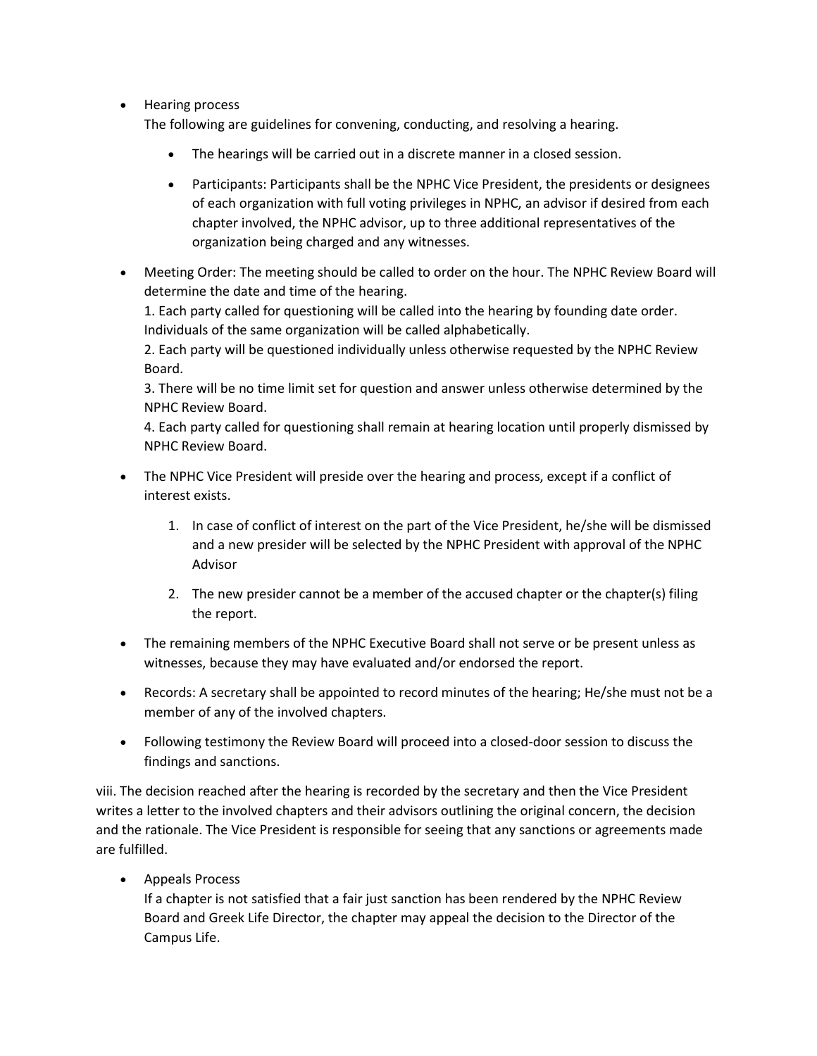- Hearing process

  The following are guidelines for convening, conducting, and resolving a hearing.

  - The hearings will be carried out in a discrete manner in a closed session.
  - Participants: Participants shall be the NPHC Vice President, the presidents or designees of each organization with full voting privileges in NPHC, an advisor if desired from each chapter involved, the NPHC advisor, up to three additional representatives of the organization being charged and any witnesses.

- Meeting Order: The meeting should be called to order on the hour. The NPHC Review Board will determine the date and time of the hearing.

  1. Each party called for questioning will be called into the hearing by founding date order. Individuals of the same organization will be called alphabetically.
  2. Each party will be questioned individually unless otherwise requested by the NPHC Review Board.
  3. There will be no time limit set for question and answer unless otherwise determined by the NPHC Review Board.
  4. Each party called for questioning shall remain at hearing location until properly dismissed by NPHC Review Board.

- The NPHC Vice President will preside over the hearing and process, except if a conflict of interest exists.

  1. In case of conflict of interest on the part of the Vice President, he/she will be dismissed and a new presider will be selected by the NPHC President with approval of the NPHC Advisor
  2. The new presider cannot be a member of the accused chapter or the chapter(s) filing the report.

- The remaining members of the NPHC Executive Board shall not serve or be present unless as witnesses, because they may have evaluated and/or endorsed the report.
- Records: A secretary shall be appointed to record minutes of the hearing; He/she must not be a member of any of the involved chapters.
- Following testimony the Review Board will proceed into a closed-door session to discuss the findings and sanctions.

viii. The decision reached after the hearing is recorded by the secretary and then the Vice President writes a letter to the involved chapters and their advisors outlining the original concern, the decision and the rationale. The Vice President is responsible for seeing that any sanctions or agreements made are fulfilled.

- Appeals Process

  If a chapter is not satisfied that a fair just sanction has been rendered by the NPHC Review Board and Greek Life Director, the chapter may appeal the decision to the Director of the Campus Life.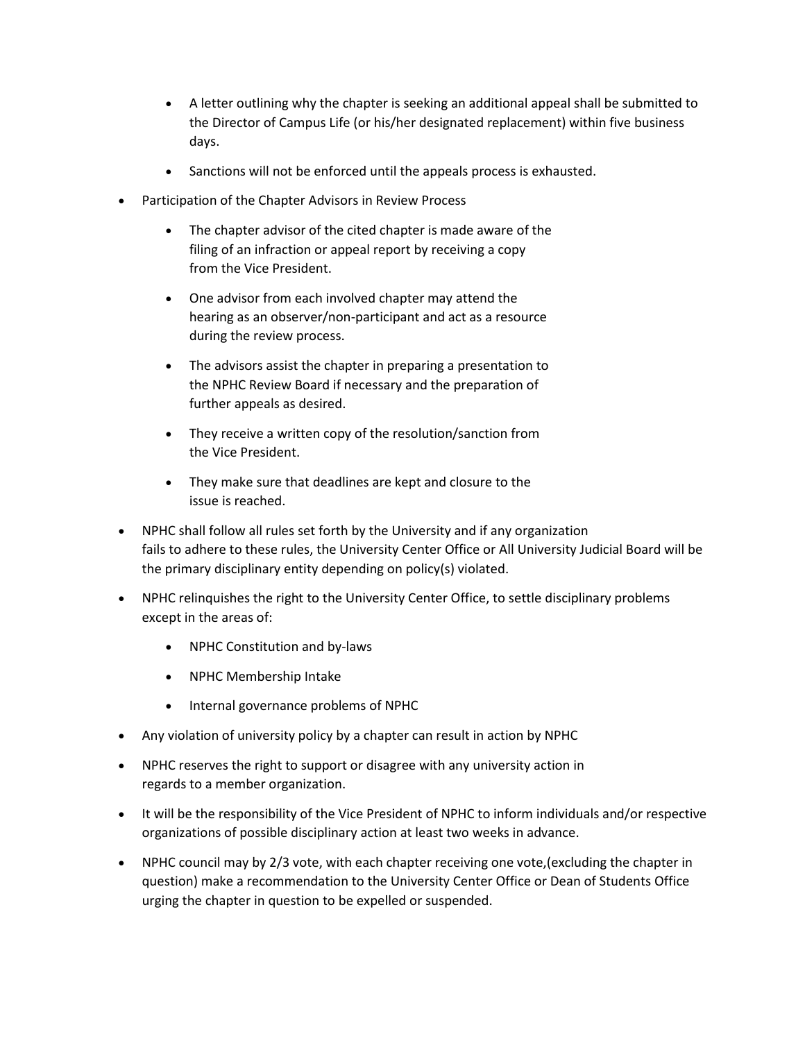- A letter outlining why the chapter is seeking an additional appeal shall be submitted to the Director of Campus Life (or his/her designated replacement) within five business days.
- Sanctions will not be enforced until the appeals process is exhausted.

- Participation of the Chapter Advisors in Review Process
  - The chapter advisor of the cited chapter is made aware of the filing of an infraction or appeal report by receiving a copy from the Vice President.
  - One advisor from each involved chapter may attend the hearing as an observer/non-participant and act as a resource during the review process.
  - The advisors assist the chapter in preparing a presentation to the NPHC Review Board if necessary and the preparation of further appeals as desired.
  - They receive a written copy of the resolution/sanction from the Vice President.
  - They make sure that deadlines are kept and closure to the issue is reached.
- NPHC shall follow all rules set forth by the University and if any organization fails to adhere to these rules, the University Center Office or All University Judicial Board will be the primary disciplinary entity depending on policy(s) violated.
- NPHC relinquishes the right to the University Center Office, to settle disciplinary problems except in the areas of:
  - NPHC Constitution and by-laws
  - NPHC Membership Intake
  - Internal governance problems of NPHC
- Any violation of university policy by a chapter can result in action by NPHC
- NPHC reserves the right to support or disagree with any university action in regards to a member organization.
- It will be the responsibility of the Vice President of NPHC to inform individuals and/or respective organizations of possible disciplinary action at least two weeks in advance.
- NPHC council may by 2/3 vote, with each chapter receiving one vote,(excluding the chapter in question) make a recommendation to the University Center Office or Dean of Students Office urging the chapter in question to be expelled or suspended.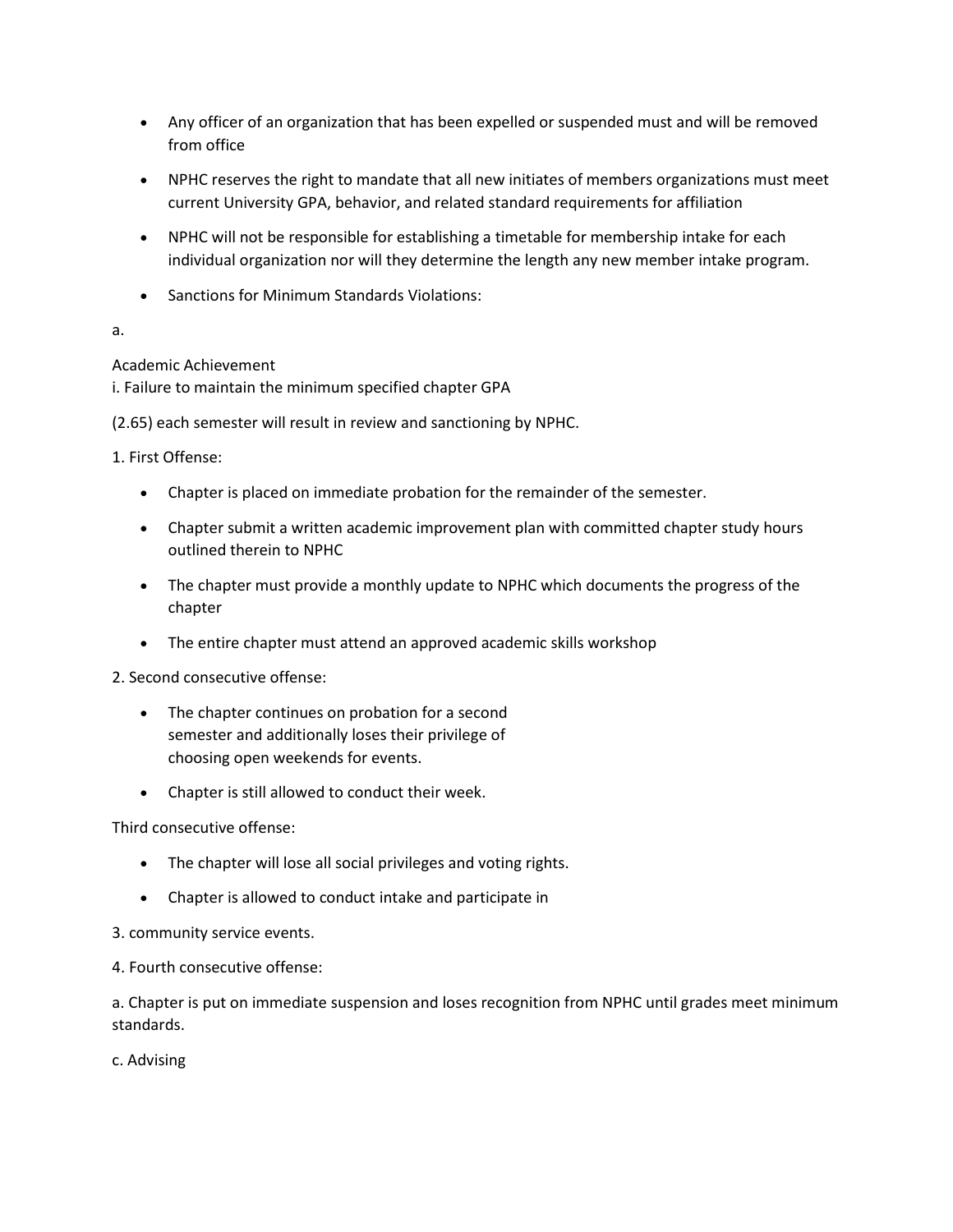- Any officer of an organization that has been expelled or suspended must and will be removed from office
- NPHC reserves the right to mandate that all new initiates of members organizations must meet current University GPA, behavior, and related standard requirements for affiliation
- NPHC will not be responsible for establishing a timetable for membership intake for each individual organization nor will they determine the length any new member intake program.
- Sanctions for Minimum Standards Violations:

a.

Academic Achievement
i. Failure to maintain the minimum specified chapter GPA

(2.65) each semester will result in review and sanctioning by NPHC.

1. First Offense:

- Chapter is placed on immediate probation for the remainder of the semester.
- Chapter submit a written academic improvement plan with committed chapter study hours outlined therein to NPHC
- The chapter must provide a monthly update to NPHC which documents the progress of the chapter
- The entire chapter must attend an approved academic skills workshop

2. Second consecutive offense:

- The chapter continues on probation for a second semester and additionally loses their privilege of choosing open weekends for events.
- Chapter is still allowed to conduct their week.

Third consecutive offense:

- The chapter will lose all social privileges and voting rights.
- Chapter is allowed to conduct intake and participate in

3. community service events.

4. Fourth consecutive offense:

a. Chapter is put on immediate suspension and loses recognition from NPHC until grades meet minimum standards.

c. Advising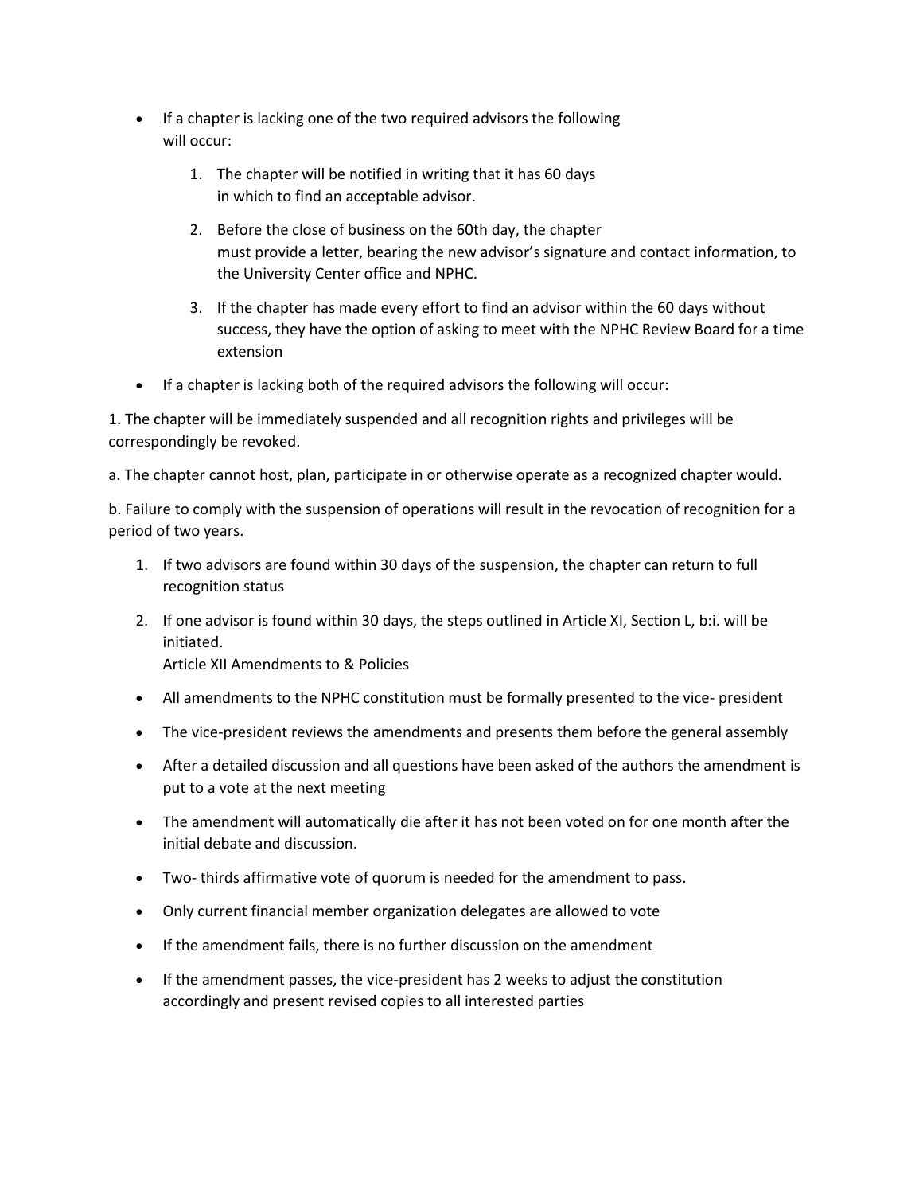- If a chapter is lacking one of the two required advisors the following will occur:
    1. The chapter will be notified in writing that it has 60 days in which to find an acceptable advisor.
    2. Before the close of business on the 60th day, the chapter must provide a letter, bearing the new advisor's signature and contact information, to the University Center office and NPHC.
    3. If the chapter has made every effort to find an advisor within the 60 days without success, they have the option of asking to meet with the NPHC Review Board for a time extension
- If a chapter is lacking both of the required advisors the following will occur:

1. The chapter will be immediately suspended and all recognition rights and privileges will be correspondingly be revoked.

a. The chapter cannot host, plan, participate in or otherwise operate as a recognized chapter would.

b. Failure to comply with the suspension of operations will result in the revocation of recognition for a period of two years.

1. If two advisors are found within 30 days of the suspension, the chapter can return to full recognition status
2. If one advisor is found within 30 days, the steps outlined in Article XI, Section L, b:i. will be initiated.

Article XII Amendments to & Policies

- All amendments to the NPHC constitution must be formally presented to the vice- president
- The vice-president reviews the amendments and presents them before the general assembly
- After a detailed discussion and all questions have been asked of the authors the amendment is put to a vote at the next meeting
- The amendment will automatically die after it has not been voted on for one month after the initial debate and discussion.
- Two- thirds affirmative vote of quorum is needed for the amendment to pass.
- Only current financial member organization delegates are allowed to vote
- If the amendment fails, there is no further discussion on the amendment
- If the amendment passes, the vice-president has 2 weeks to adjust the constitution accordingly and present revised copies to all interested parties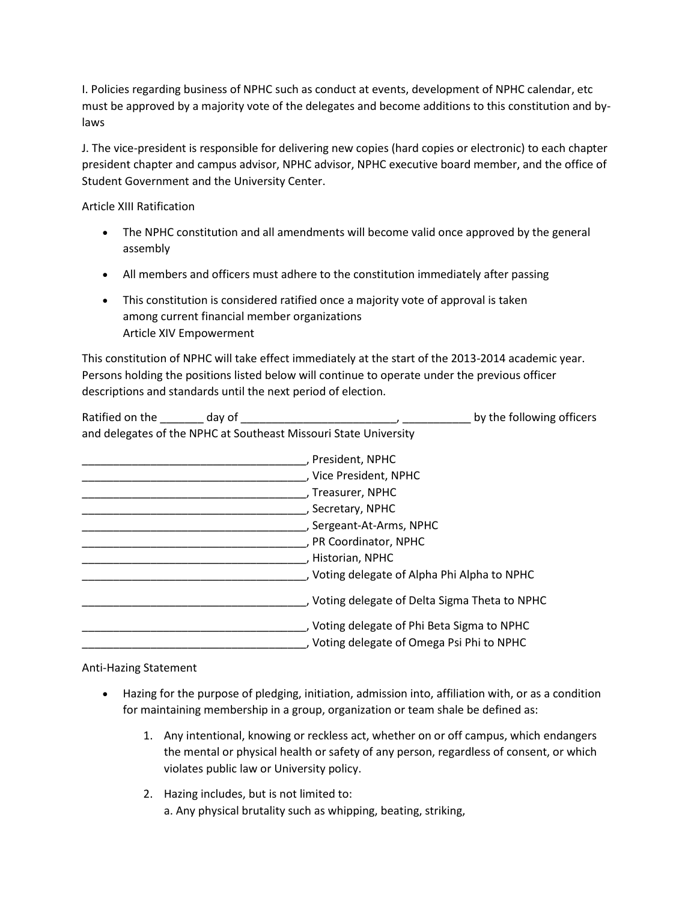I. Policies regarding business of NPHC such as conduct at events, development of NPHC calendar, etc must be approved by a majority vote of the delegates and become additions to this constitution and by-laws

J. The vice-president is responsible for delivering new copies (hard copies or electronic) to each chapter president chapter and campus advisor, NPHC advisor, NPHC executive board member, and the office of Student Government and the University Center.

Article XIII Ratification

- The NPHC constitution and all amendments will become valid once approved by the general assembly
- All members and officers must adhere to the constitution immediately after passing
- This constitution is considered ratified once a majority vote of approval is taken among current financial member organizations
  Article XIV Empowerment

This constitution of NPHC will take effect immediately at the start of the 2013-2014 academic year. Persons holding the positions listed below will continue to operate under the previous officer descriptions and standards until the next period of election.

Ratified on the _______ day of _________________________, ___________ by the following officers and delegates of the NPHC at Southeast Missouri State University

____________________________________, President, NPHC
____________________________________, Vice President, NPHC
____________________________________, Treasurer, NPHC
____________________________________, Secretary, NPHC
____________________________________, Sergeant-At-Arms, NPHC
____________________________________, PR Coordinator, NPHC
____________________________________, Historian, NPHC
____________________________________, Voting delegate of Alpha Phi Alpha to NPHC

____________________________________, Voting delegate of Delta Sigma Theta to NPHC

____________________________________, Voting delegate of Phi Beta Sigma to NPHC
____________________________________, Voting delegate of Omega Psi Phi to NPHC

Anti-Hazing Statement

- Hazing for the purpose of pledging, initiation, admission into, affiliation with, or as a condition for maintaining membership in a group, organization or team shale be defined as:
  1. Any intentional, knowing or reckless act, whether on or off campus, which endangers the mental or physical health or safety of any person, regardless of consent, or which violates public law or University policy.
  2. Hazing includes, but is not limited to:
     a. Any physical brutality such as whipping, beating, striking,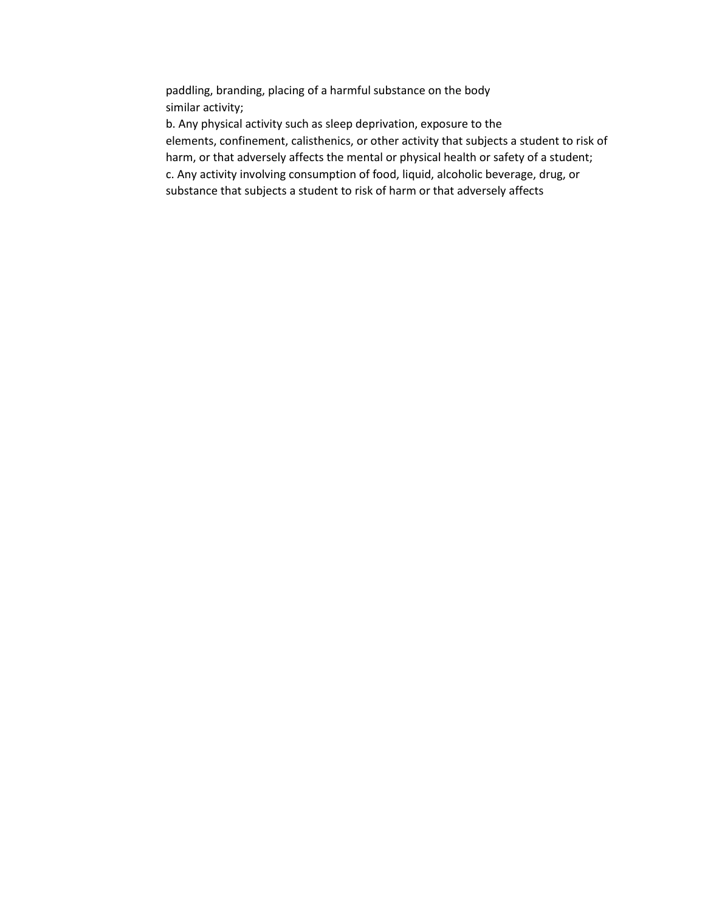paddling, branding, placing of a harmful substance on the body
similar activity;

b. Any physical activity such as sleep deprivation, exposure to the
elements, confinement, calisthenics, or other activity that subjects a student to risk of harm, or that adversely affects the mental or physical health or safety of a student;

c. Any activity involving consumption of food, liquid, alcoholic beverage, drug, or substance that subjects a student to risk of harm or that adversely affects